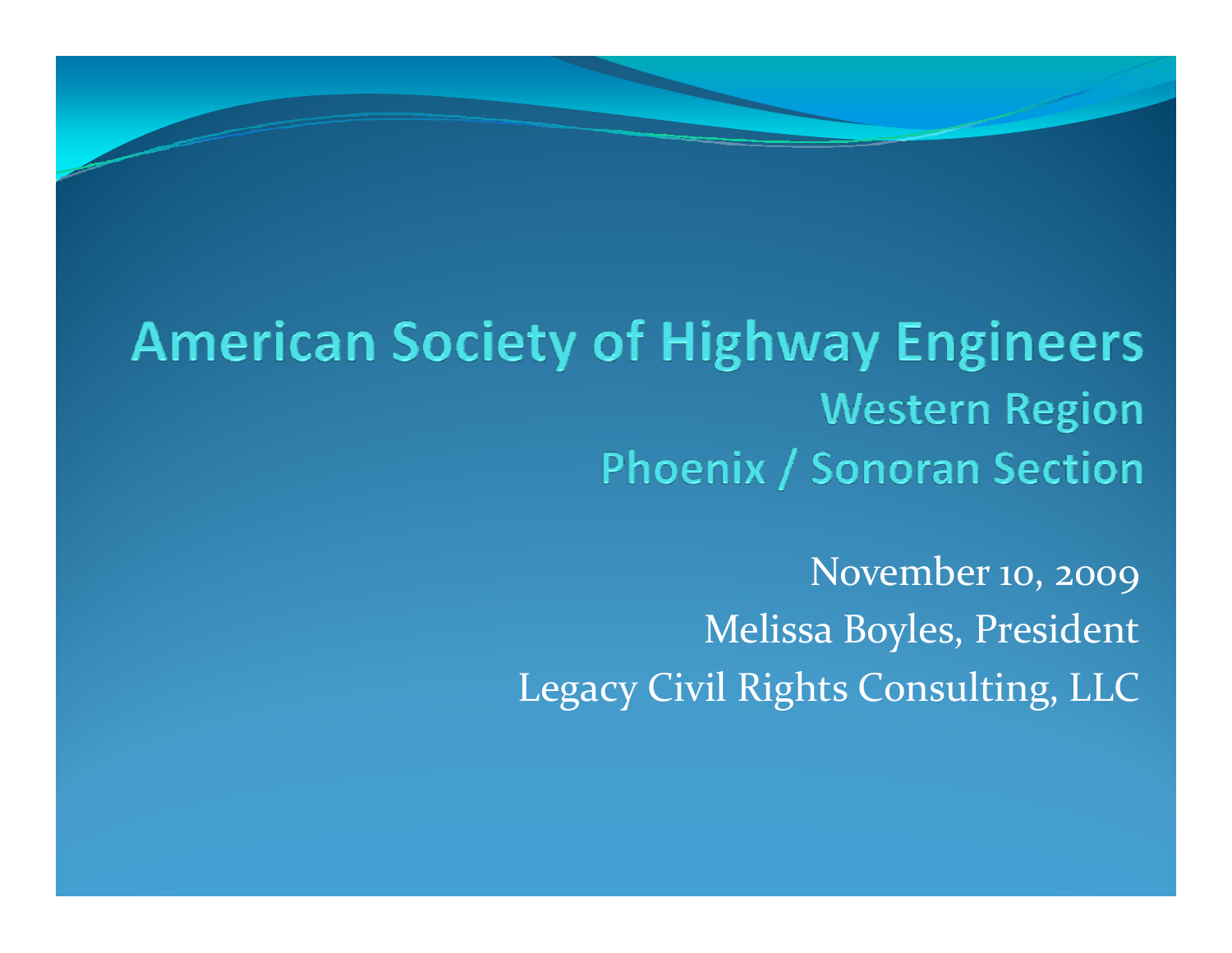# American Society of Highway Engineers

## Western Region

## Phoenix / Sonoran Section

November 10, 2009

Melissa Boyles, President

Legacy Civil Rights Consulting, LLC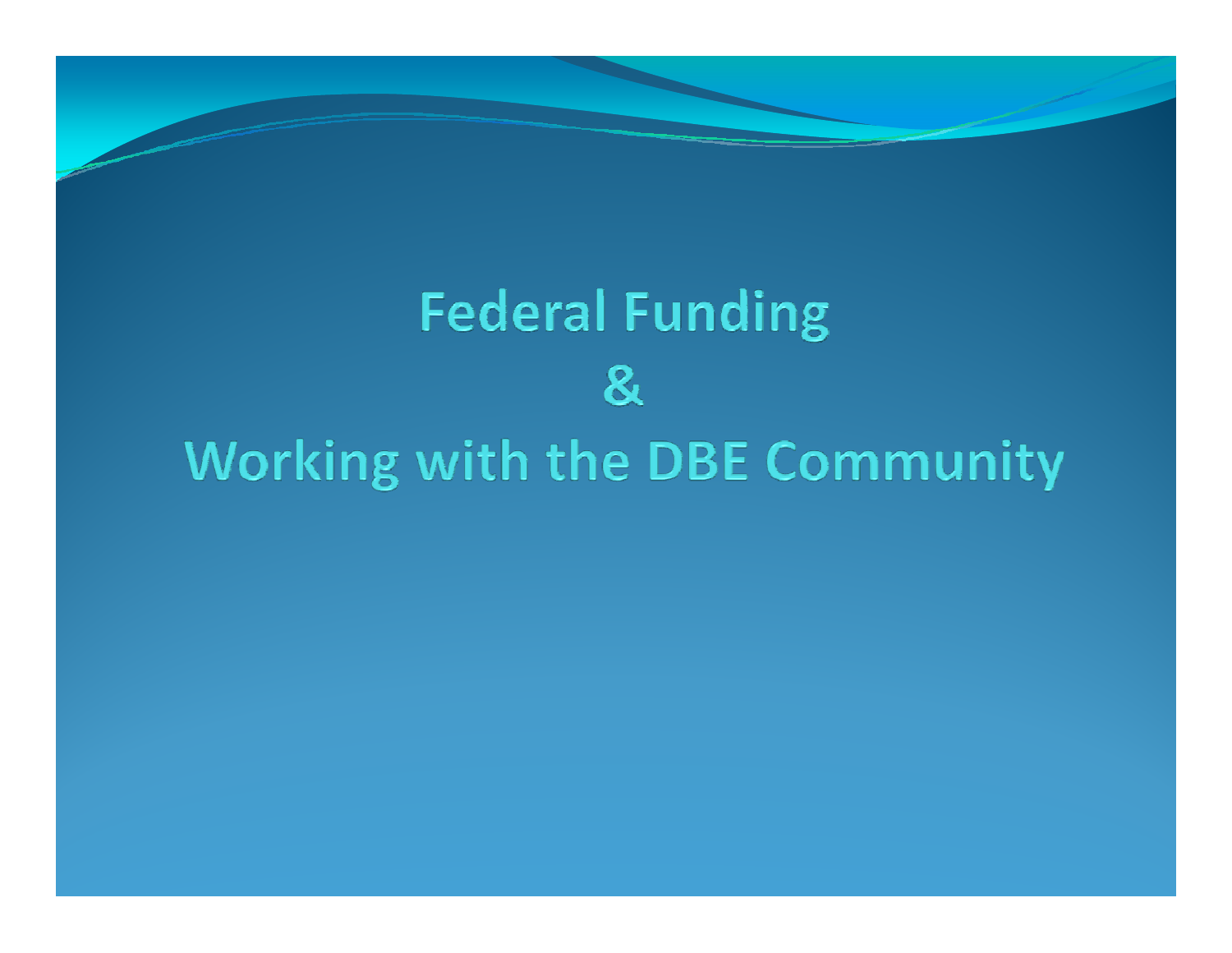# Federal Funding
# &
# Working with the DBE Community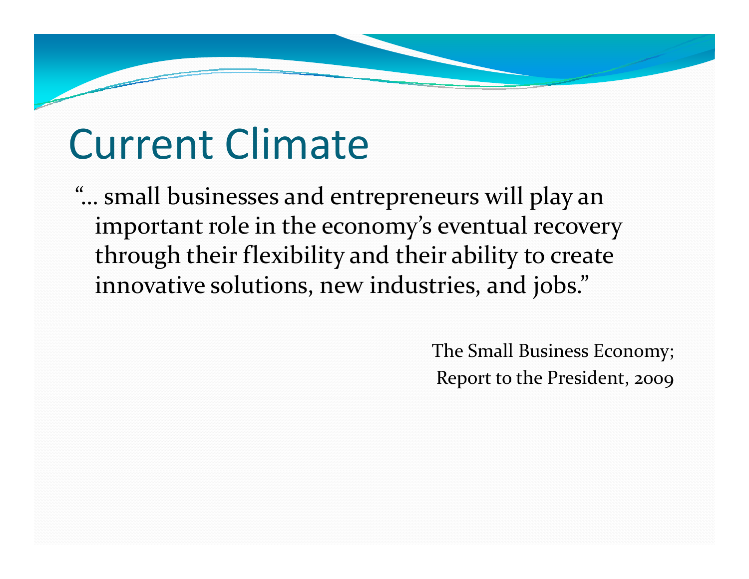# Current Climate

"… small businesses and entrepreneurs will play an important role in the economy's eventual recovery through their flexibility and their ability to create innovative solutions, new industries, and jobs."

The Small Business Economy;
Report to the President, 2009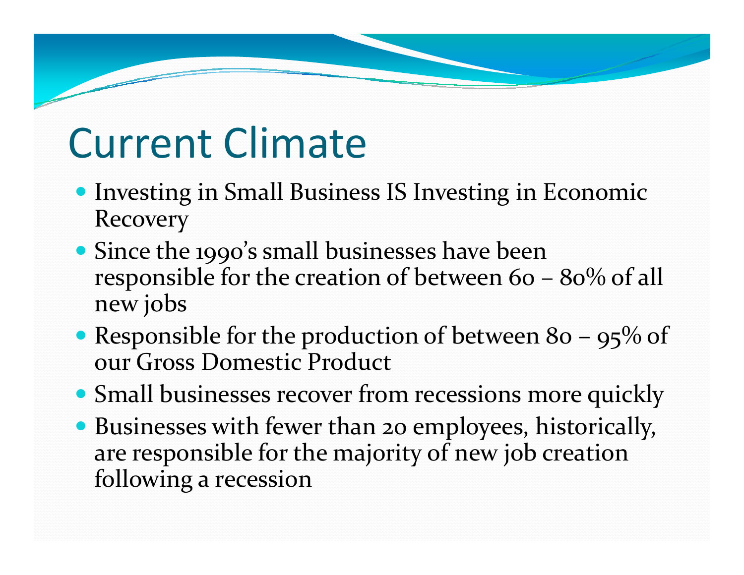# Current Climate

- Investing in Small Business IS Investing in Economic Recovery
- Since the 1990's small businesses have been responsible for the creation of between 60 – 80% of all new jobs
- Responsible for the production of between 80 – 95% of our Gross Domestic Product
- Small businesses recover from recessions more quickly
- Businesses with fewer than 20 employees, historically, are responsible for the majority of new job creation following a recession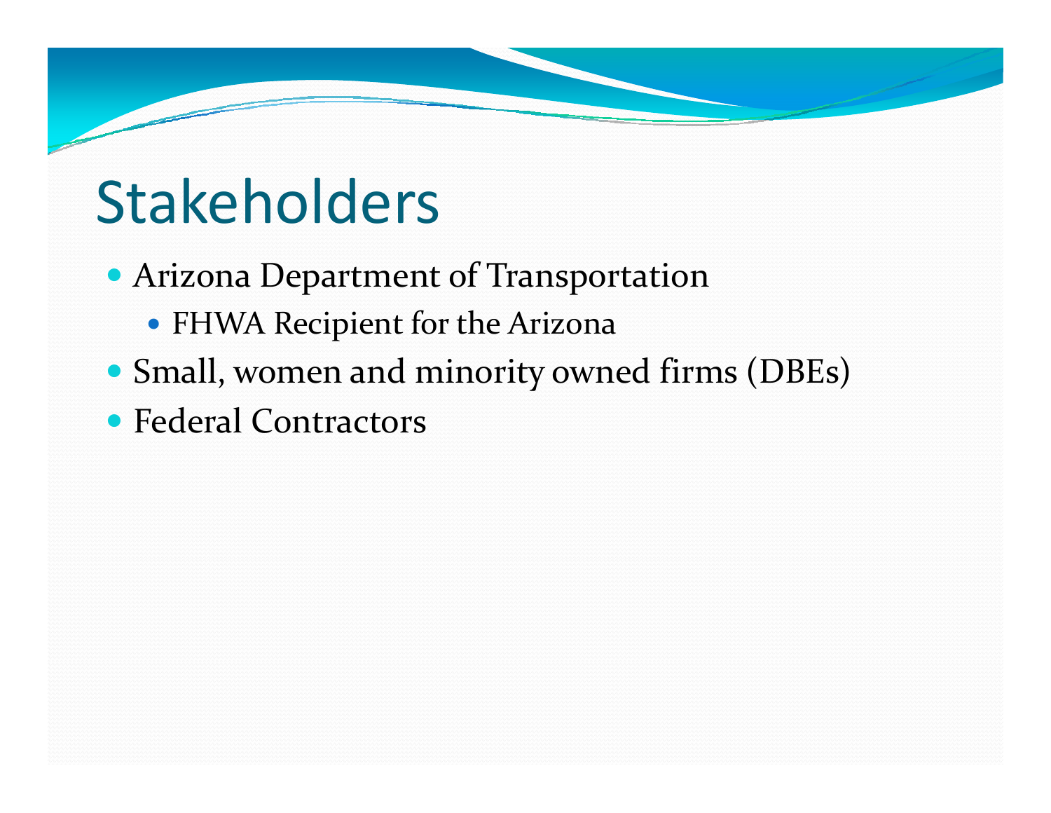# Stakeholders

- Arizona Department of Transportation
  - FHWA Recipient for the Arizona
- Small, women and minority owned firms (DBEs)
- Federal Contractors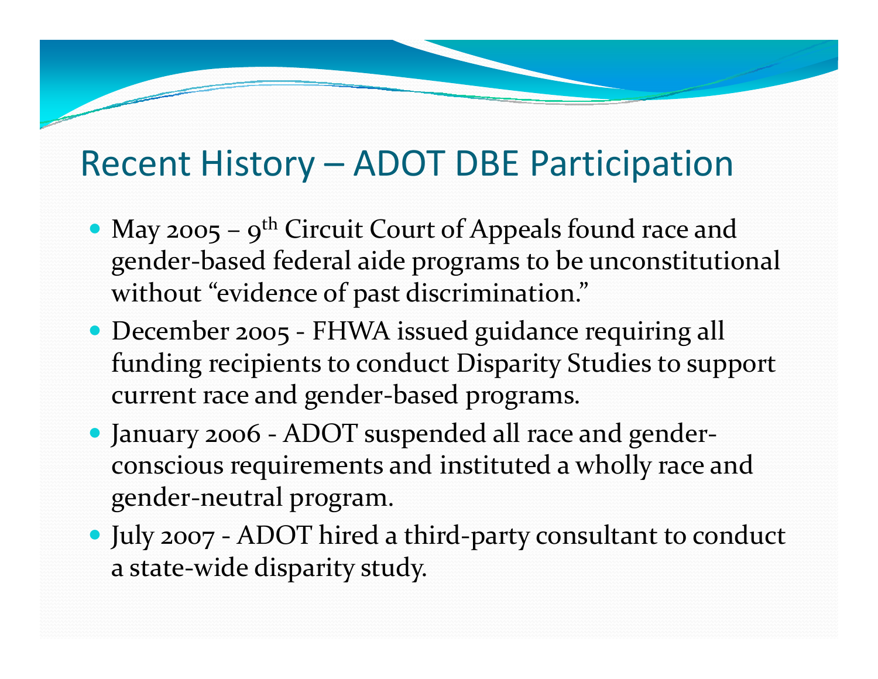# Recent History – ADOT DBE Participation

- May 2005 – 9th Circuit Court of Appeals found race and gender-based federal aide programs to be unconstitutional without "evidence of past discrimination."
- December 2005 - FHWA issued guidance requiring all funding recipients to conduct Disparity Studies to support current race and gender-based programs.
- January 2006 - ADOT suspended all race and gender-conscious requirements and instituted a wholly race and gender-neutral program.
- July 2007 - ADOT hired a third-party consultant to conduct a state-wide disparity study.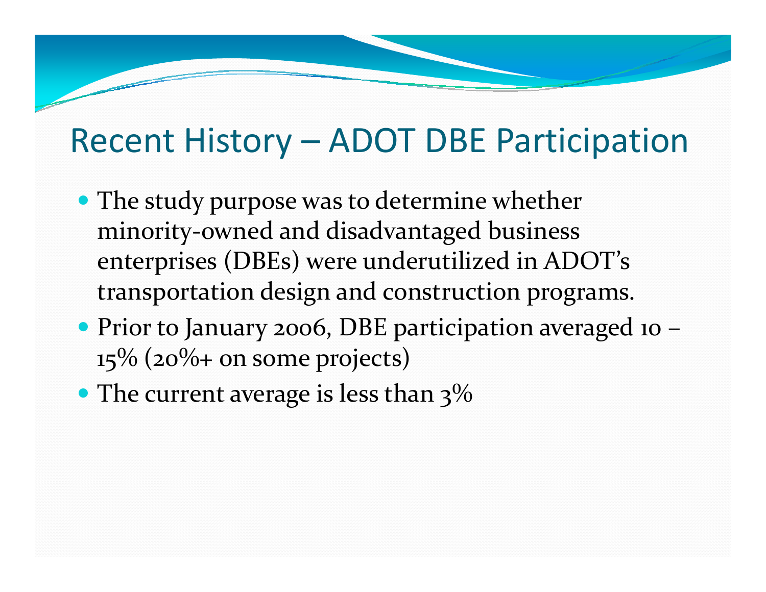## Recent History – ADOT DBE Participation

- The study purpose was to determine whether minority-owned and disadvantaged business enterprises (DBEs) were underutilized in ADOT's transportation design and construction programs.
- Prior to January 2006, DBE participation averaged 10 – 15% (20%+ on some projects)
- The current average is less than 3%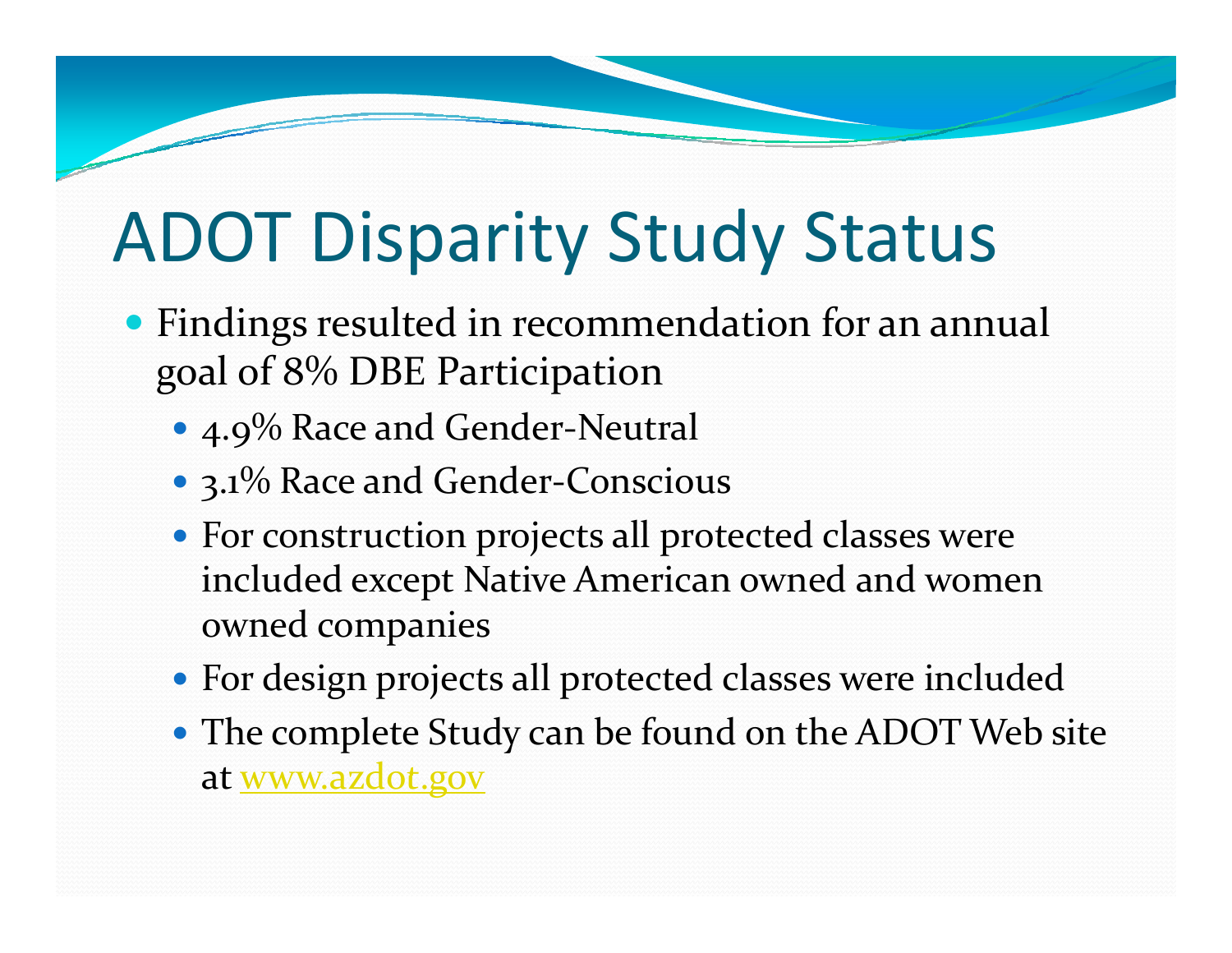# ADOT Disparity Study Status

- Findings resulted in recommendation for an annual goal of 8% DBE Participation
  - 4.9% Race and Gender-Neutral
  - 3.1% Race and Gender-Conscious
  - For construction projects all protected classes were included except Native American owned and women owned companies
  - For design projects all protected classes were included
  - The complete Study can be found on the ADOT Web site at www.azdot.gov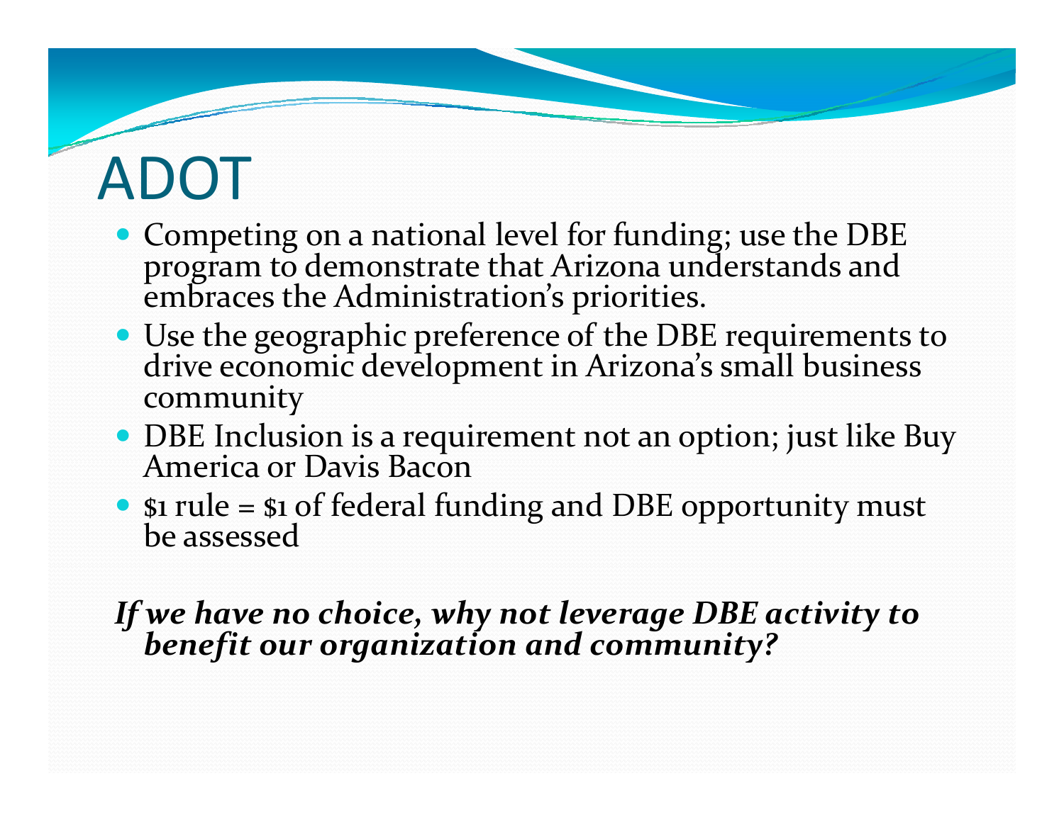# ADOT

- Competing on a national level for funding; use the DBE program to demonstrate that Arizona understands and embraces the Administration's priorities.
- Use the geographic preference of the DBE requirements to drive economic development in Arizona's small business community
- DBE Inclusion is a requirement not an option; just like Buy America or Davis Bacon
- $1 rule = $1 of federal funding and DBE opportunity must be assessed

***If we have no choice, why not leverage DBE activity to benefit our organization and community?***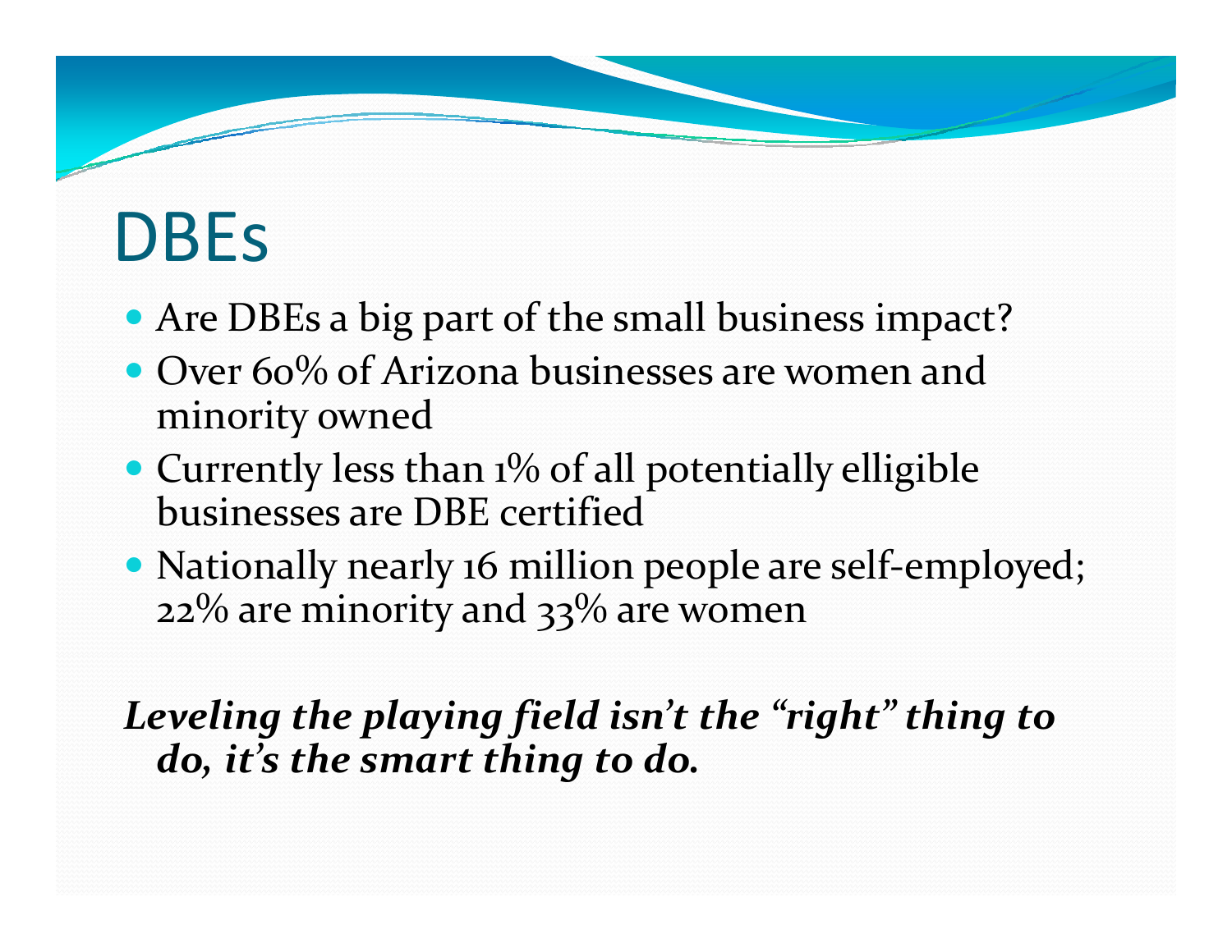# DBEs

- Are DBEs a big part of the small business impact?
- Over 60% of Arizona businesses are women and minority owned
- Currently less than 1% of all potentially elligible businesses are DBE certified
- Nationally nearly 16 million people are self-employed; 22% are minority and 33% are women

***Leveling the playing field isn't the "right" thing to do, it's the smart thing to do.***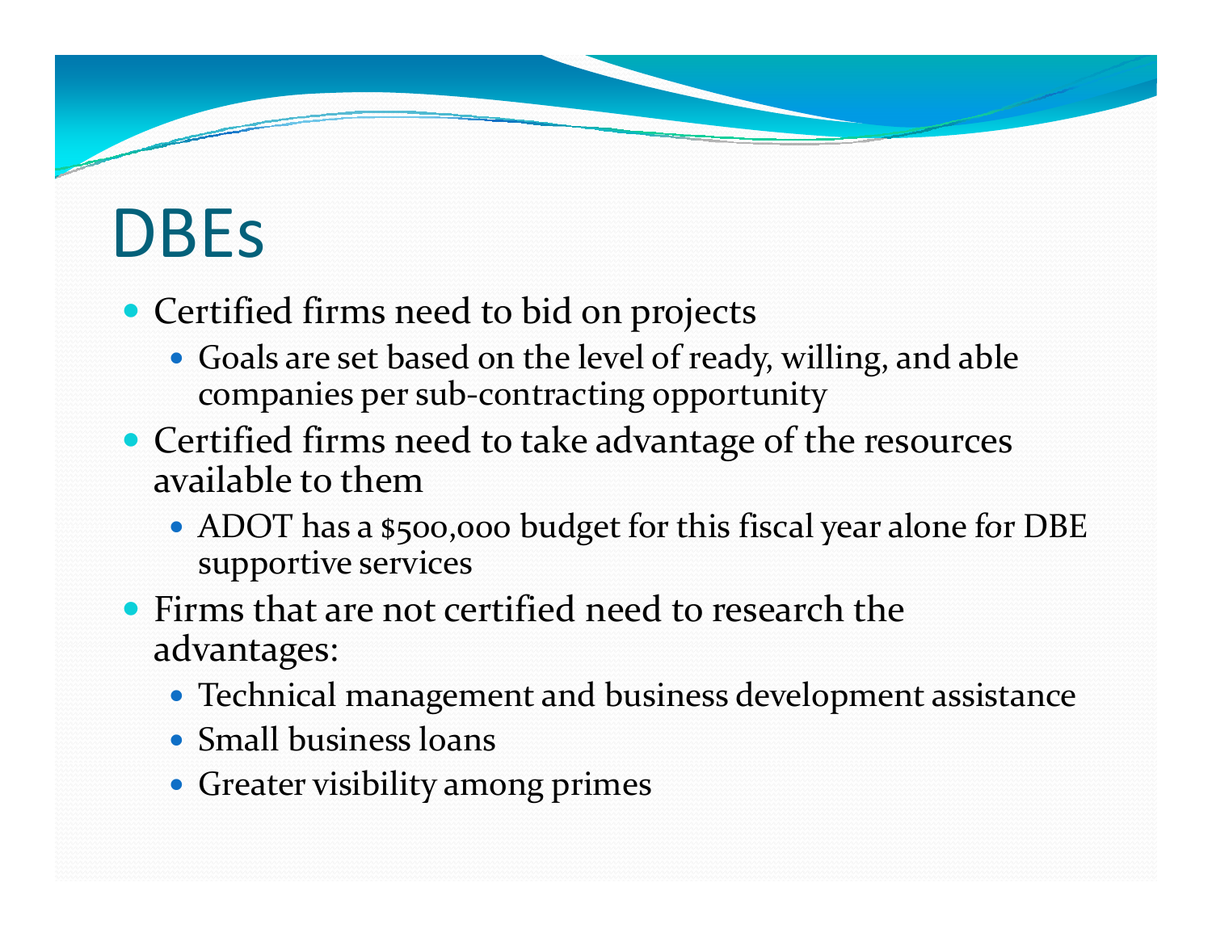# DBEs

- Certified firms need to bid on projects
  - Goals are set based on the level of ready, willing, and able companies per sub-contracting opportunity
- Certified firms need to take advantage of the resources available to them
  - ADOT has a $500,000 budget for this fiscal year alone for DBE supportive services
- Firms that are not certified need to research the advantages:
  - Technical management and business development assistance
  - Small business loans
  - Greater visibility among primes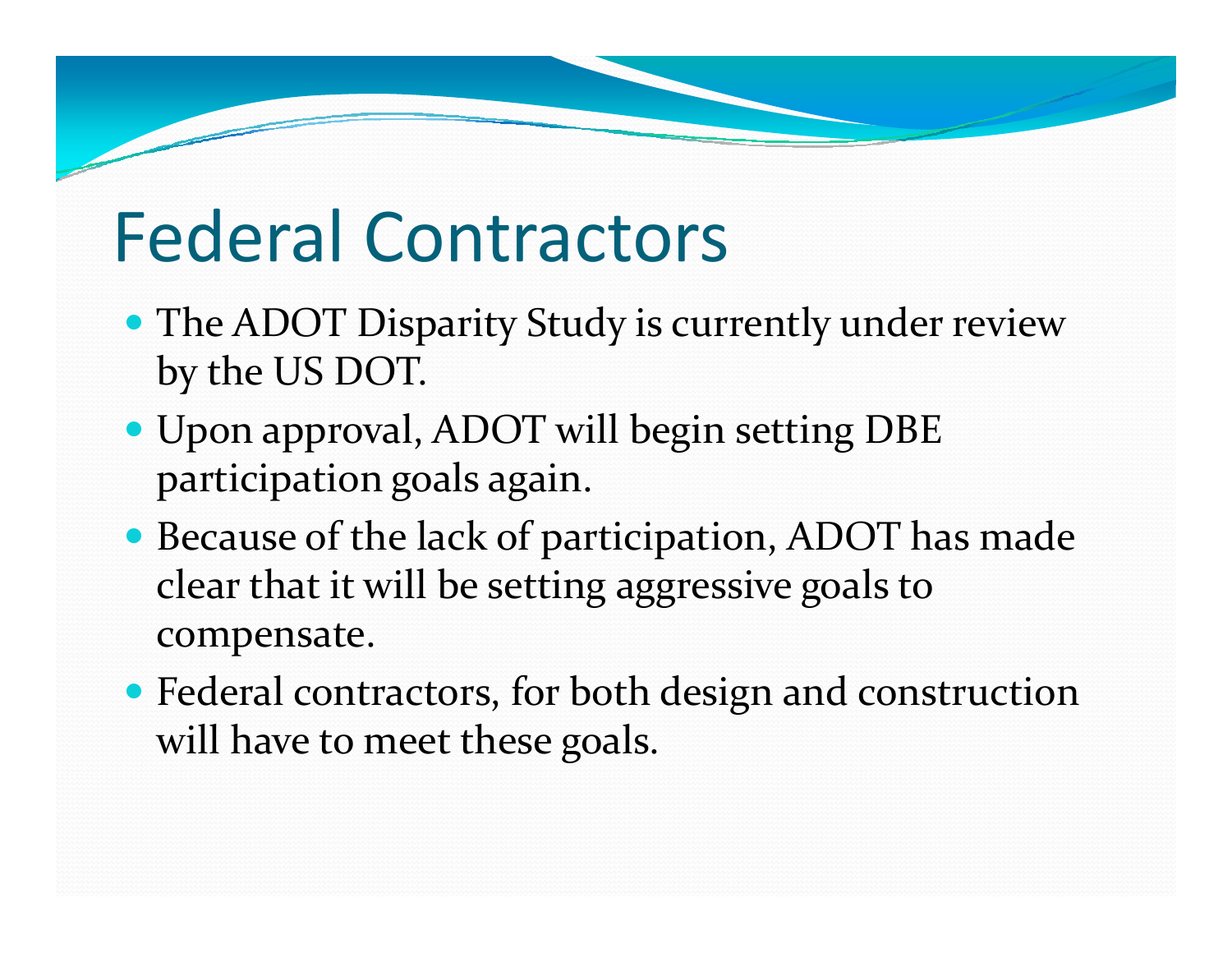# Federal Contractors

- The ADOT Disparity Study is currently under review by the US DOT.
- Upon approval, ADOT will begin setting DBE participation goals again.
- Because of the lack of participation, ADOT has made clear that it will be setting aggressive goals to compensate.
- Federal contractors, for both design and construction will have to meet these goals.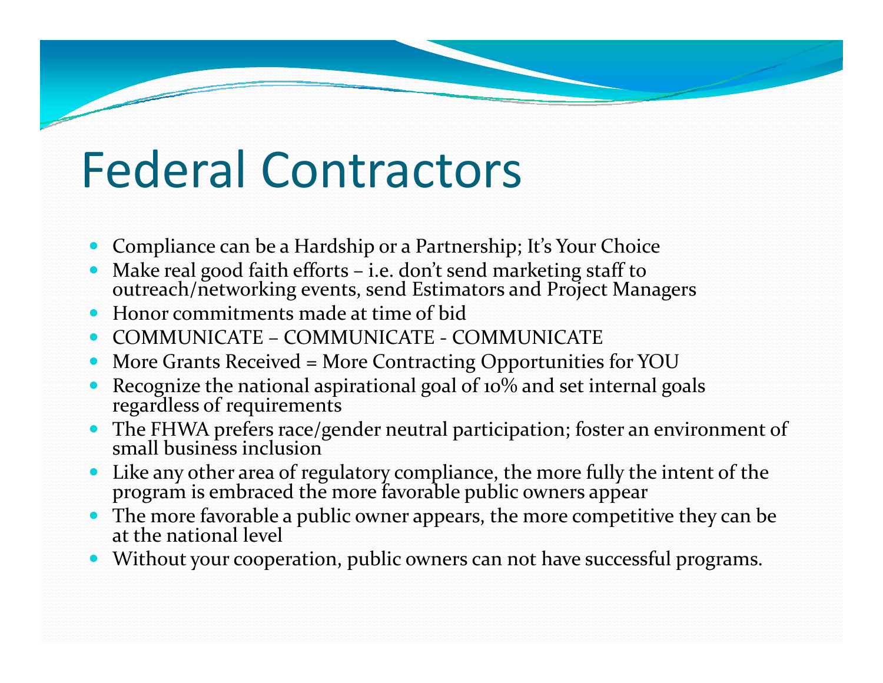# Federal Contractors

- Compliance can be a Hardship or a Partnership; It's Your Choice
- Make real good faith efforts – i.e. don't send marketing staff to outreach/networking events, send Estimators and Project Managers
- Honor commitments made at time of bid
- COMMUNICATE – COMMUNICATE - COMMUNICATE
- More Grants Received = More Contracting Opportunities for YOU
- Recognize the national aspirational goal of 10% and set internal goals regardless of requirements
- The FHWA prefers race/gender neutral participation; foster an environment of small business inclusion
- Like any other area of regulatory compliance, the more fully the intent of the program is embraced the more favorable public owners appear
- The more favorable a public owner appears, the more competitive they can be at the national level
- Without your cooperation, public owners can not have successful programs.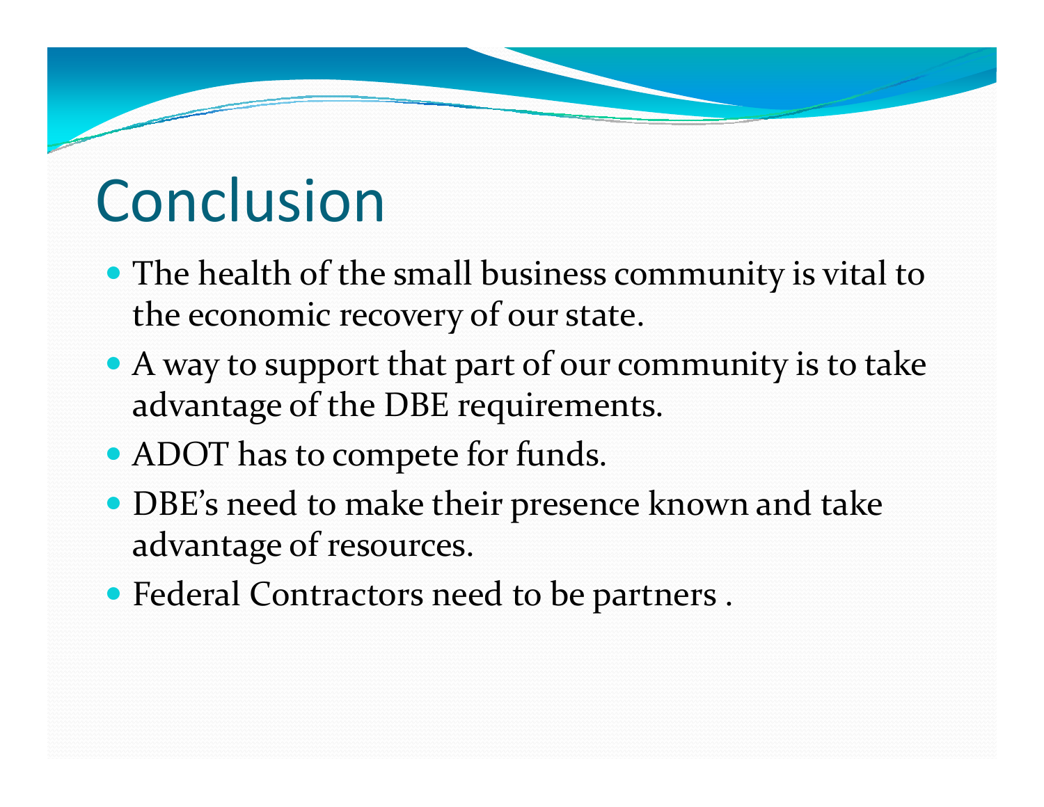# Conclusion

- The health of the small business community is vital to the economic recovery of our state.
- A way to support that part of our community is to take advantage of the DBE requirements.
- ADOT has to compete for funds.
- DBE's need to make their presence known and take advantage of resources.
- Federal Contractors need to be partners .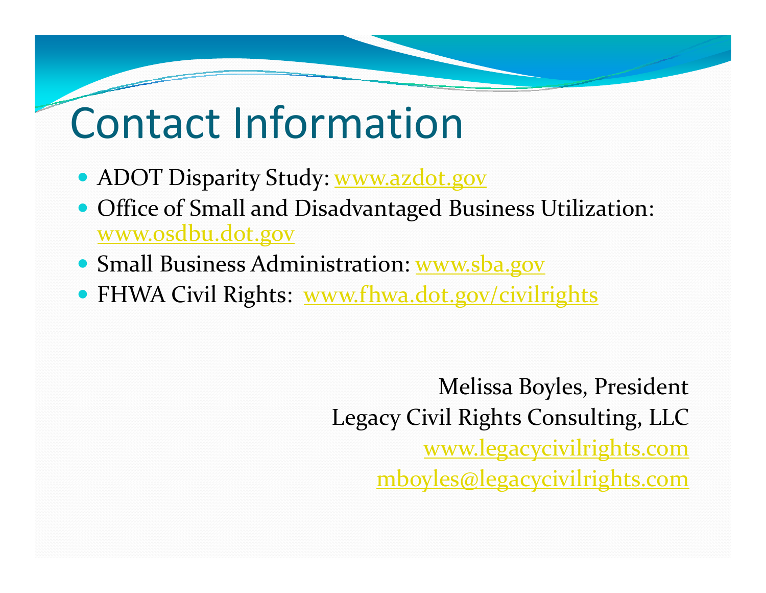# Contact Information

- ADOT Disparity Study: www.azdot.gov
- Office of Small and Disadvantaged Business Utilization: www.osdbu.dot.gov
- Small Business Administration: www.sba.gov
- FHWA Civil Rights: www.fhwa.dot.gov/civilrights

Melissa Boyles, President
Legacy Civil Rights Consulting, LLC
www.legacycivilrights.com
mboyles@legacycivilrights.com